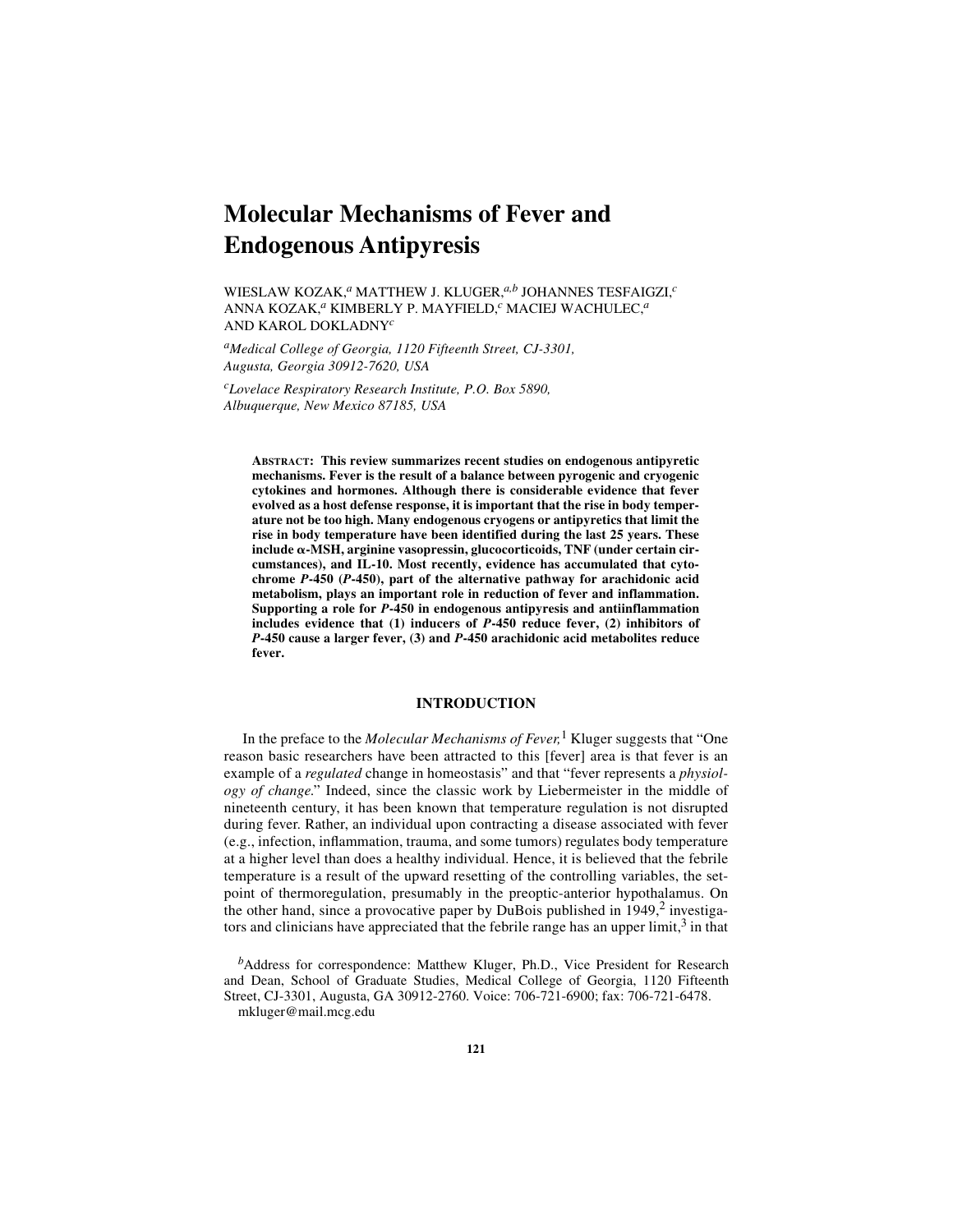# Molecular Mechanisms of Fever and Endogenous Antipyresis

WIESLAW KOZAK,[a] MATTHEW J. KLUGER,[a,b] JOHANNES TESFAIGZI,[c] ANNA KOZAK,[a] KIMBERLY P. MAYFIELD,[c] MACIEJ WACHULEC,[a] AND KAROL DOKLADNY[c]

[a]*Medical College of Georgia, 1120 Fifteenth Street, CJ-3301, Augusta, Georgia 30912-7620, USA*

[c]*Lovelace Respiratory Research Institute, P.O. Box 5890, Albuquerque, New Mexico 87185, USA*

**ABSTRACT: This review summarizes recent studies on endogenous antipyretic mechanisms. Fever is the result of a balance between pyrogenic and cryogenic cytokines and hormones. Although there is considerable evidence that fever evolved as a host defense response, it is important that the rise in body temperature not be too high. Many endogenous cryogens or antipyretics that limit the rise in body temperature have been identified during the last 25 years. These include α-MSH, arginine vasopressin, glucocorticoids, TNF (under certain circumstances), and IL-10. Most recently, evidence has accumulated that cytochrome *P*-450 (*P*-450), part of the alternative pathway for arachidonic acid metabolism, plays an important role in reduction of fever and inflammation. Supporting a role for *P*-450 in endogenous antipyresis and antiinflammation includes evidence that (1) inducers of *P*-450 reduce fever, (2) inhibitors of *P*-450 cause a larger fever, (3) and *P*-450 arachidonic acid metabolites reduce fever.**

## INTRODUCTION

In the preface to the *Molecular Mechanisms of Fever,*[1] Kluger suggests that "One reason basic researchers have been attracted to this [fever] area is that fever is an example of a *regulated* change in homeostasis" and that "fever represents a *physiology of change.*" Indeed, since the classic work by Liebermeister in the middle of nineteenth century, it has been known that temperature regulation is not disrupted during fever. Rather, an individual upon contracting a disease associated with fever (e.g., infection, inflammation, trauma, and some tumors) regulates body temperature at a higher level than does a healthy individual. Hence, it is believed that the febrile temperature is a result of the upward resetting of the controlling variables, the set-point of thermoregulation, presumably in the preoptic-anterior hypothalamus. On the other hand, since a provocative paper by DuBois published in 1949,[2] investigators and clinicians have appreciated that the febrile range has an upper limit,[3] in that

[b]Address for correspondence: Matthew Kluger, Ph.D., Vice President for Research and Dean, School of Graduate Studies, Medical College of Georgia, 1120 Fifteenth Street, CJ-3301, Augusta, GA 30912-2760. Voice: 706-721-6900; fax: 706-721-6478. mkluger@mail.mcg.edu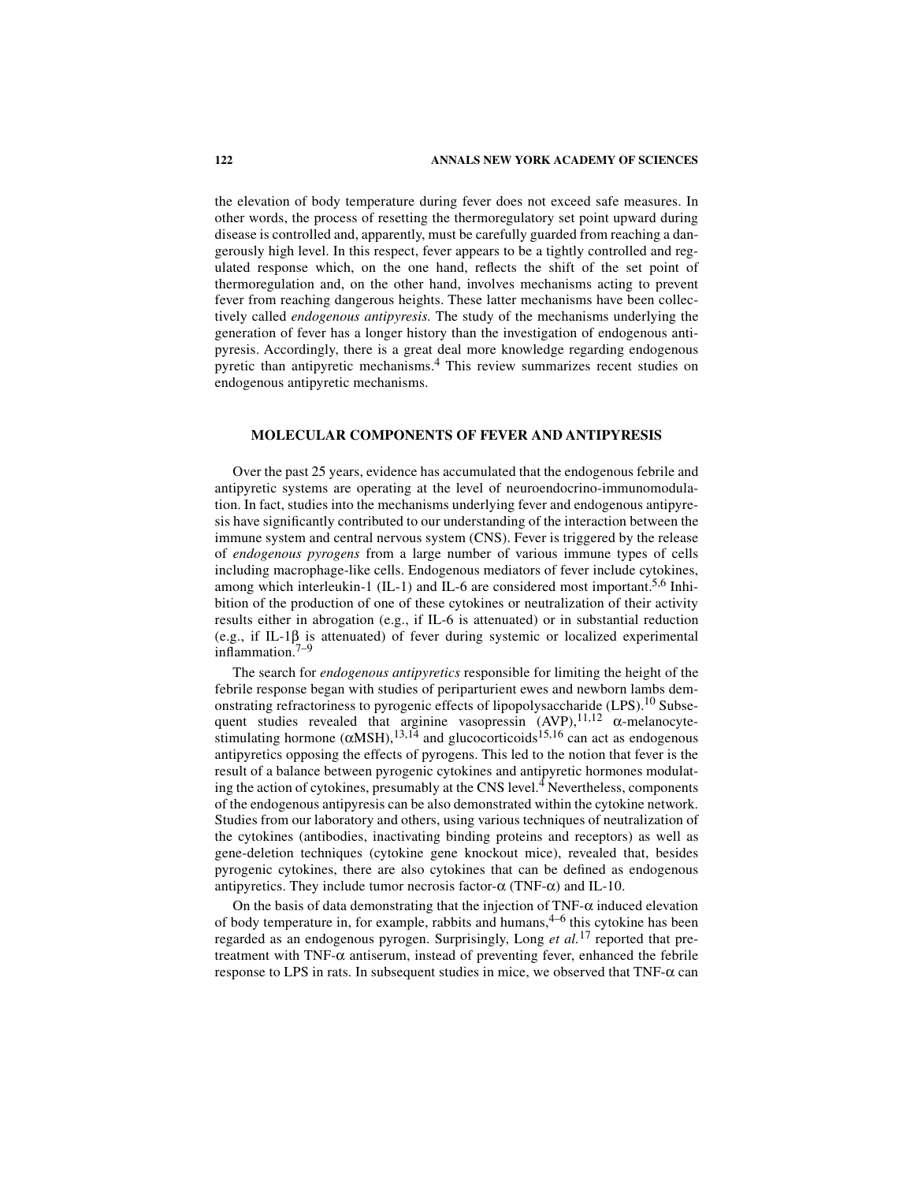the elevation of body temperature during fever does not exceed safe measures. In other words, the process of resetting the thermoregulatory set point upward during disease is controlled and, apparently, must be carefully guarded from reaching a dangerously high level. In this respect, fever appears to be a tightly controlled and regulated response which, on the one hand, reflects the shift of the set point of thermoregulation and, on the other hand, involves mechanisms acting to prevent fever from reaching dangerous heights. These latter mechanisms have been collectively called *endogenous antipyresis.* The study of the mechanisms underlying the generation of fever has a longer history than the investigation of endogenous antipyresis. Accordingly, there is a great deal more knowledge regarding endogenous pyretic than antipyretic mechanisms.[4] This review summarizes recent studies on endogenous antipyretic mechanisms.

## MOLECULAR COMPONENTS OF FEVER AND ANTIPYRESIS

Over the past 25 years, evidence has accumulated that the endogenous febrile and antipyretic systems are operating at the level of neuroendocrino-immunomodulation. In fact, studies into the mechanisms underlying fever and endogenous antipyresis have significantly contributed to our understanding of the interaction between the immune system and central nervous system (CNS). Fever is triggered by the release of *endogenous pyrogens* from a large number of various immune types of cells including macrophage-like cells. Endogenous mediators of fever include cytokines, among which interleukin-1 (IL-1) and IL-6 are considered most important.[5,6] Inhibition of the production of one of these cytokines or neutralization of their activity results either in abrogation (e.g., if IL-6 is attenuated) or in substantial reduction (e.g., if IL-1β is attenuated) of fever during systemic or localized experimental inflammation.[7–9]

The search for *endogenous antipyretics* responsible for limiting the height of the febrile response began with studies of periparturient ewes and newborn lambs demonstrating refractoriness to pyrogenic effects of lipopolysaccharide (LPS).[10] Subsequent studies revealed that arginine vasopressin (AVP),[11,12] α-melanocyte-stimulating hormone (αMSH),[13,14] and glucocorticoids[15,16] can act as endogenous antipyretics opposing the effects of pyrogens. This led to the notion that fever is the result of a balance between pyrogenic cytokines and antipyretic hormones modulating the action of cytokines, presumably at the CNS level.[4] Nevertheless, components of the endogenous antipyresis can be also demonstrated within the cytokine network. Studies from our laboratory and others, using various techniques of neutralization of the cytokines (antibodies, inactivating binding proteins and receptors) as well as gene-deletion techniques (cytokine gene knockout mice), revealed that, besides pyrogenic cytokines, there are also cytokines that can be defined as endogenous antipyretics. They include tumor necrosis factor-α (TNF-α) and IL-10.

On the basis of data demonstrating that the injection of TNF-α induced elevation of body temperature in, for example, rabbits and humans,[4–6] this cytokine has been regarded as an endogenous pyrogen. Surprisingly, Long *et al.*[17] reported that pretreatment with TNF-α antiserum, instead of preventing fever, enhanced the febrile response to LPS in rats. In subsequent studies in mice, we observed that TNF-α can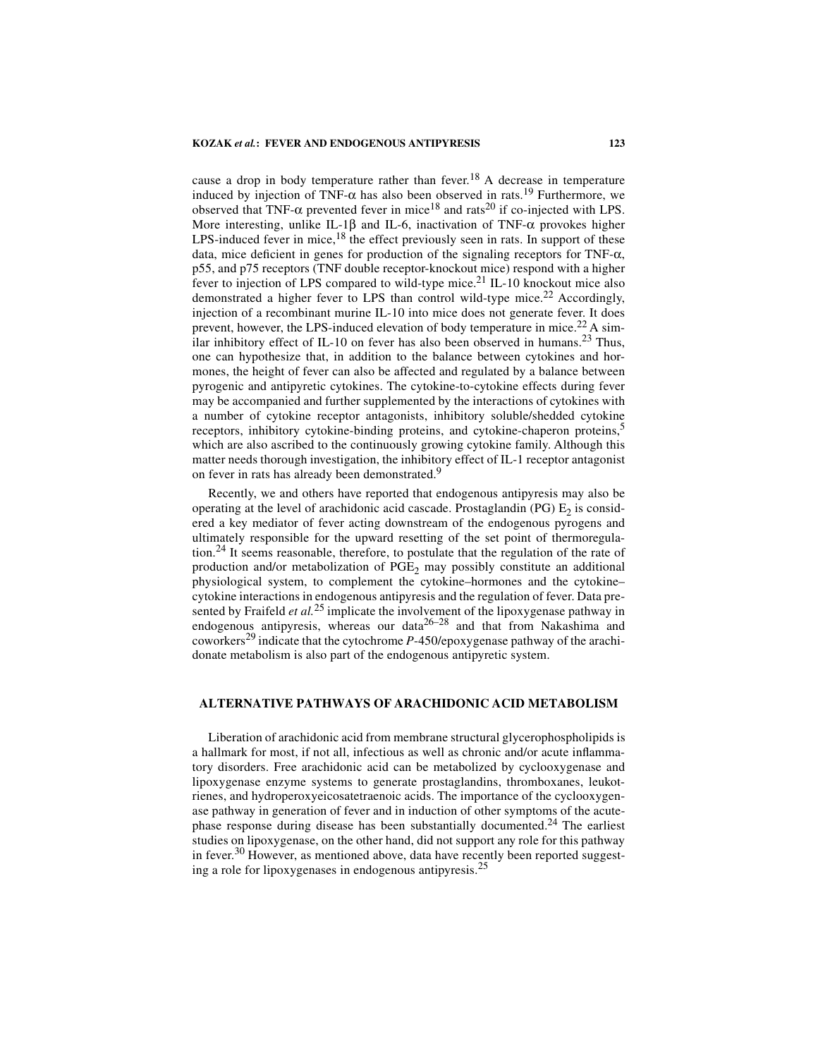cause a drop in body temperature rather than fever.[18] A decrease in temperature induced by injection of TNF-$\alpha$ has also been observed in rats.[19] Furthermore, we observed that TNF-$\alpha$ prevented fever in mice[18] and rats[20] if co-injected with LPS. More interesting, unlike IL-1$\beta$ and IL-6, inactivation of TNF-$\alpha$ provokes higher LPS-induced fever in mice,[18] the effect previously seen in rats. In support of these data, mice deficient in genes for production of the signaling receptors for TNF-$\alpha$, p55, and p75 receptors (TNF double receptor-knockout mice) respond with a higher fever to injection of LPS compared to wild-type mice.[21] IL-10 knockout mice also demonstrated a higher fever to LPS than control wild-type mice.[22] Accordingly, injection of a recombinant murine IL-10 into mice does not generate fever. It does prevent, however, the LPS-induced elevation of body temperature in mice.[22] A similar inhibitory effect of IL-10 on fever has also been observed in humans.[23] Thus, one can hypothesize that, in addition to the balance between cytokines and hormones, the height of fever can also be affected and regulated by a balance between pyrogenic and antipyretic cytokines. The cytokine-to-cytokine effects during fever may be accompanied and further supplemented by the interactions of cytokines with a number of cytokine receptor antagonists, inhibitory soluble/shedded cytokine receptors, inhibitory cytokine-binding proteins, and cytokine-chaperon proteins,[5] which are also ascribed to the continuously growing cytokine family. Although this matter needs thorough investigation, the inhibitory effect of IL-1 receptor antagonist on fever in rats has already been demonstrated.[9]

Recently, we and others have reported that endogenous antipyresis may also be operating at the level of arachidonic acid cascade. Prostaglandin (PG) $E_2$ is considered a key mediator of fever acting downstream of the endogenous pyrogens and ultimately responsible for the upward resetting of the set point of thermoregulation.[24] It seems reasonable, therefore, to postulate that the regulation of the rate of production and/or metabolization of $PGE_2$ may possibly constitute an additional physiological system, to complement the cytokine–hormones and the cytokine–cytokine interactions in endogenous antipyresis and the regulation of fever. Data presented by Fraifeld *et al.*[25] implicate the involvement of the lipoxygenase pathway in endogenous antipyresis, whereas our data[26–28] and that from Nakashima and coworkers[29] indicate that the cytochrome *P*-450/epoxygenase pathway of the arachidonate metabolism is also part of the endogenous antipyretic system.

## ALTERNATIVE PATHWAYS OF ARACHIDONIC ACID METABOLISM

Liberation of arachidonic acid from membrane structural glycerophospholipids is a hallmark for most, if not all, infectious as well as chronic and/or acute inflammatory disorders. Free arachidonic acid can be metabolized by cyclooxygenase and lipoxygenase enzyme systems to generate prostaglandins, thromboxanes, leukotrienes, and hydroperoxyeicosatetraenoic acids. The importance of the cyclooxygenase pathway in generation of fever and in induction of other symptoms of the acute-phase response during disease has been substantially documented.[24] The earliest studies on lipoxygenase, on the other hand, did not support any role for this pathway in fever.[30] However, as mentioned above, data have recently been reported suggesting a role for lipoxygenases in endogenous antipyresis.[25]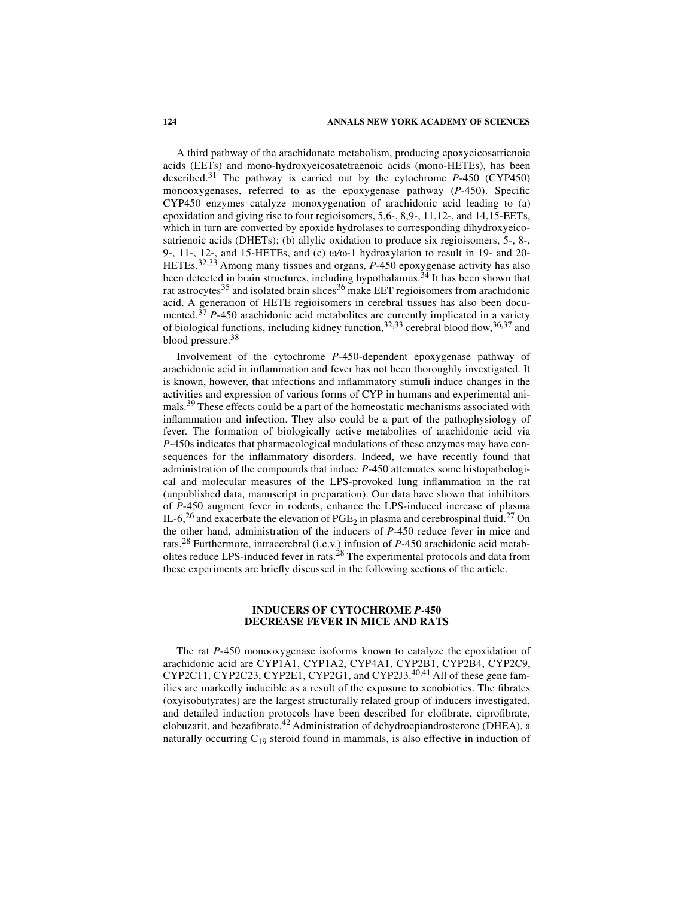A third pathway of the arachidonate metabolism, producing epoxyeicosatrienoic acids (EETs) and mono-hydroxyeicosatetraenoic acids (mono-HETEs), has been described.[31] The pathway is carried out by the cytochrome *P*-450 (CYP450) monooxygenases, referred to as the epoxygenase pathway (*P*-450). Specific CYP450 enzymes catalyze monoxygenation of arachidonic acid leading to (a) epoxidation and giving rise to four regioisomers, 5,6-, 8,9-, 11,12-, and 14,15-EETs, which in turn are converted by epoxide hydrolases to corresponding dihydroxyeicosatrienoic acids (DHETs); (b) allylic oxidation to produce six regioisomers, 5-, 8-, 9-, 11-, 12-, and 15-HETEs, and (c) ω/ω-1 hydroxylation to result in 19- and 20-HETEs.[32,33] Among many tissues and organs, *P*-450 epoxygenase activity has also been detected in brain structures, including hypothalamus.[34] It has been shown that rat astrocytes[35] and isolated brain slices[36] make EET regioisomers from arachidonic acid. A generation of HETE regioisomers in cerebral tissues has also been documented.[37] *P*-450 arachidonic acid metabolites are currently implicated in a variety of biological functions, including kidney function,[32,33] cerebral blood flow,[36,37] and blood pressure.[38]

Involvement of the cytochrome *P*-450-dependent epoxygenase pathway of arachidonic acid in inflammation and fever has not been thoroughly investigated. It is known, however, that infections and inflammatory stimuli induce changes in the activities and expression of various forms of CYP in humans and experimental animals.[39] These effects could be a part of the homeostatic mechanisms associated with inflammation and infection. They also could be a part of the pathophysiology of fever. The formation of biologically active metabolites of arachidonic acid via *P*-450s indicates that pharmacological modulations of these enzymes may have consequences for the inflammatory disorders. Indeed, we have recently found that administration of the compounds that induce *P*-450 attenuates some histopathological and molecular measures of the LPS-provoked lung inflammation in the rat (unpublished data, manuscript in preparation). Our data have shown that inhibitors of *P*-450 augment fever in rodents, enhance the LPS-induced increase of plasma IL-6,[26] and exacerbate the elevation of $PGE_2$ in plasma and cerebrospinal fluid.[27] On the other hand, administration of the inducers of *P*-450 reduce fever in mice and rats.[28] Furthermore, intracerebral (i.c.v.) infusion of *P*-450 arachidonic acid metabolites reduce LPS-induced fever in rats.[28] The experimental protocols and data from these experiments are briefly discussed in the following sections of the article.

## INDUCERS OF CYTOCHROME *P*-450 DECREASE FEVER IN MICE AND RATS

The rat *P*-450 monooxygenase isoforms known to catalyze the epoxidation of arachidonic acid are CYP1A1, CYP1A2, CYP4A1, CYP2B1, CYP2B4, CYP2C9, CYP2C11, CYP2C23, CYP2E1, CYP2G1, and CYP2J3.[40,41] All of these gene families are markedly inducible as a result of the exposure to xenobiotics. The fibrates (oxyisobutyrates) are the largest structurally related group of inducers investigated, and detailed induction protocols have been described for clofibrate, ciprofibrate, clobuzarit, and bezafibrate.[42] Administration of dehydroepiandrosterone (DHEA), a naturally occurring $C_{19}$ steroid found in mammals, is also effective in induction of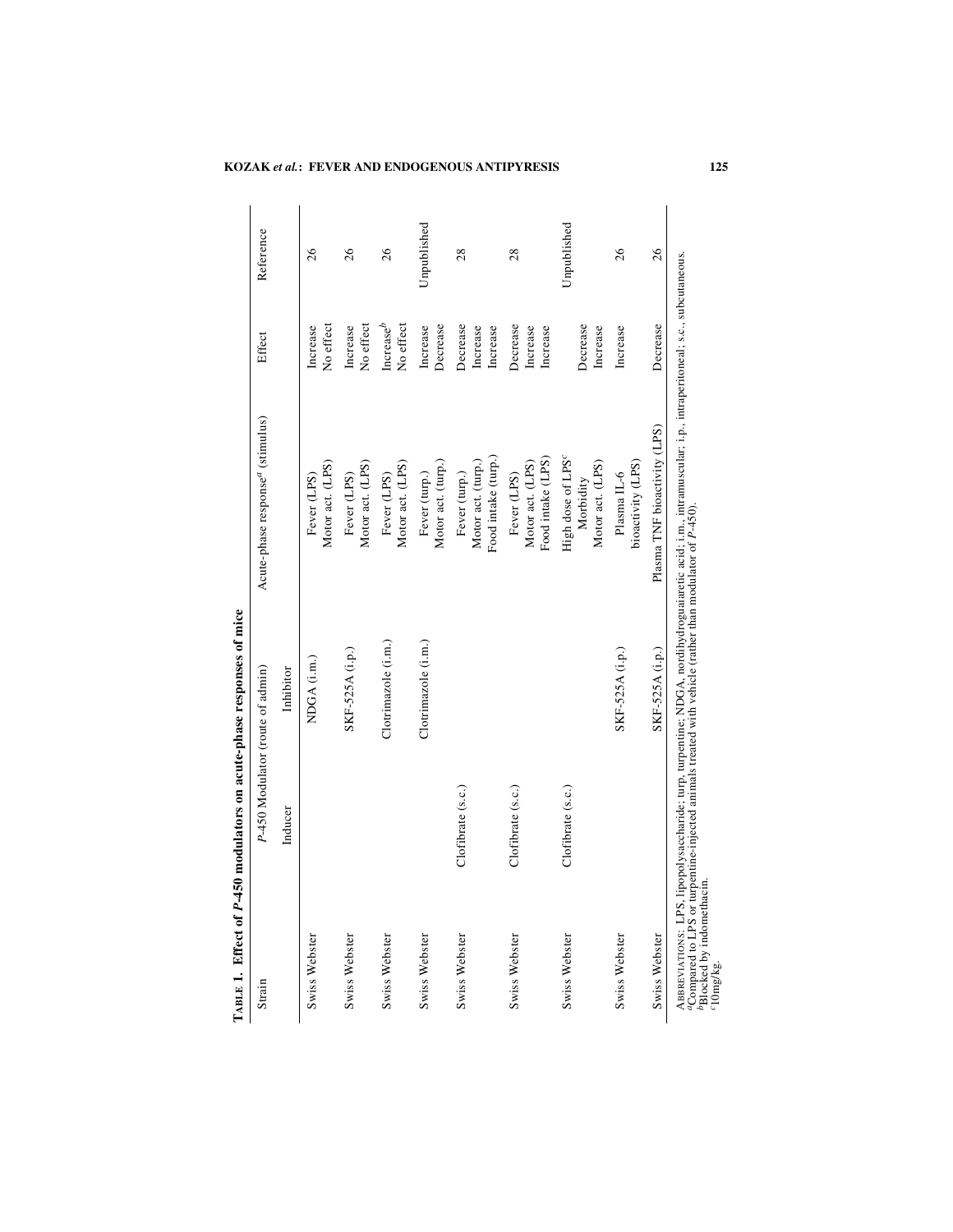**TABLE 1. Effect of *P*-450 modulators on acute-phase responses of mice**

| Strain | *P*-450 Modulator (route of admin) | | Acute-phase response[a] (stimulus) | Effect | Reference |
|---|---|---|---|---|---|
| | Inducer | Inhibitor | | | |
| Swiss Webster | | NDGA (i.m.) | Fever (LPS) | Increase | 26 |
| | | | Motor act. (LPS) | No effect | |
| Swiss Webster | | SKF-525A (i.p.) | Fever (LPS) | Increase | 26 |
| | | | Motor act. (LPS) | No effect | |
| Swiss Webster | | Clotrimazole (i.m.) | Fever (LPS) | Increase[b] | 26 |
| | | | Motor act. (LPS) | No effect | |
| Swiss Webster | | Clotrimazole (i.m.) | Fever (turp.) | Increase | Unpublished |
| | | | Motor act. (turp.) | Decrease | |
| Swiss Webster | Clofibrate (s.c.) | | Fever (turp.) | Decrease | 28 |
| | | | Motor act. (turp.) | Increase | |
| | | | Food intake (turp.) | Increase | |
| Swiss Webster | Clofibrate (s.c.) | | Fever (LPS) | Decrease | 28 |
| | | | Motor act. (LPS) | Increase | |
| | | | Food intake (LPS) | Increase | |
| Swiss Webster | Clofibrate (s.c.) | | High dose of LPS[c] | | Unpublished |
| | | | Morbidity | Decrease | |
| | | | Motor act. (LPS) | Increase | |
| Swiss Webster | | SKF-525A (i.p.) | Plasma IL-6 bioactivity (LPS) | Increase | 26 |
| Swiss Webster | | SKF-525A (i.p.) | Plasma TNF bioactivity (LPS) | Decrease | 26 |

ABBREVIATIONS: LPS, lipopolysaccharide; turp, turpentine; NDGA, nordihydroguaiaretic acid; i.m., intramuscular; i.p., intraperitoneal; s.c., subcutaneous.
[a]Compared to LPS or turpentine-injected animals treated with vehicle (rather than modulator of *P*-450).
[b]Blocked by indomethacin.
[c]10mg/kg.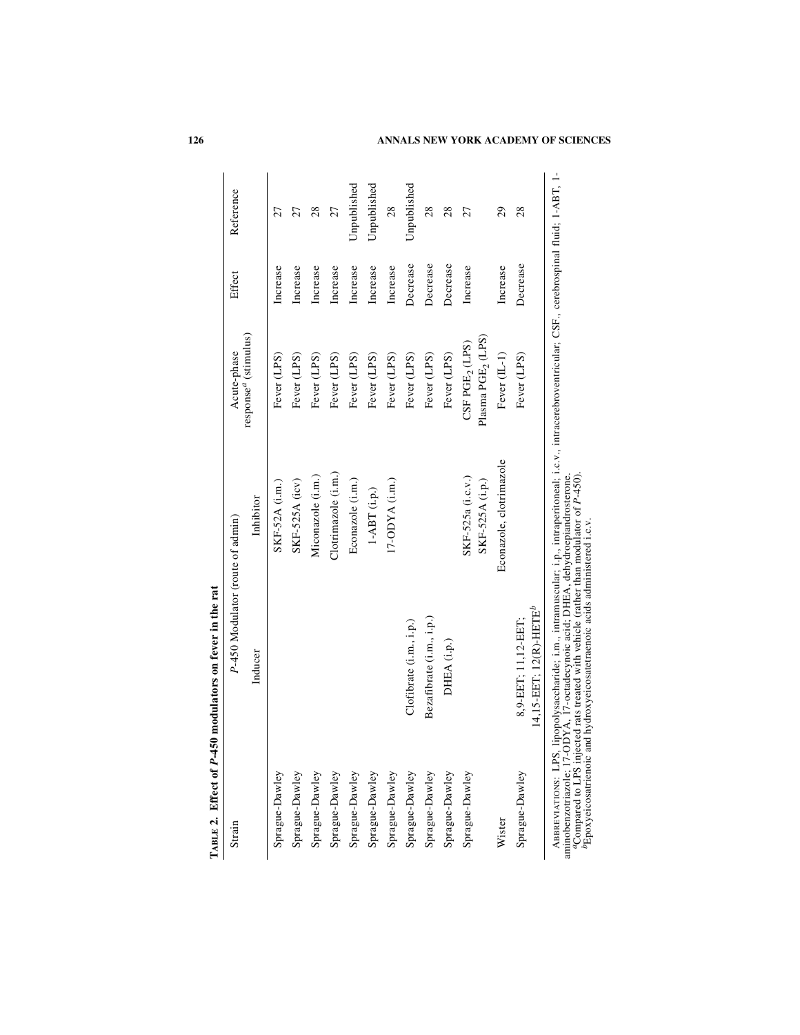**TABLE 2. Effect of *P*-450 modulators on fever in the rat**

| Strain | *P*-450 Modulator (route of admin) | | Acute-phase response[a] (stimulus) | Effect | Reference |
|---|---|---|---|---|---|
| | Inducer | Inhibitor | | | |
| Sprague-Dawley | | SKF-52A (i.m.) | Fever (LPS) | Increase | 27 |
| Sprague-Dawley | | SKF-525A (icv) | Fever (LPS) | Increase | 27 |
| Sprague-Dawley | | Miconazole (i.m.) | Fever (LPS) | Increase | 28 |
| Sprague-Dawley | | Clotrimazole (i.m.) | Fever (LPS) | Increase | 27 |
| Sprague-Dawley | | Econazole (i.m.) | Fever (LPS) | Increase | Unpublished |
| Sprague-Dawley | | 1-ABT (i.p.) | Fever (LPS) | Increase | Unpublished |
| Sprague-Dawley | | 17-ODYA (i.m.) | Fever (LPS) | Increase | 28 |
| Sprague-Dawley | Clofibrate (i.m., i.p.) | | Fever (LPS) | Decrease | Unpublished |
| Sprague-Dawley | Bezafibrate (i.m., i.p.) | | Fever (LPS) | Decrease | 28 |
| Sprague-Dawley | DHEA (i.p.) | | Fever (LPS) | Decrease | 28 |
| Sprague-Dawley | | SKF-525a (i.c.v.) SKF-525A (i.p.) | CSF $PGE_2$ (LPS) Plasma $PGE_2$ (LPS) | Increase | 27 |
| Wister | | Econazole, clotrimazole | Fever (IL-1) | Increase | 29 |
| Sprague-Dawley | 8,9-EET; 11,12-EET; 14,15-EET; 12(R)-HETE[b] | | Fever (LPS) | Decrease | 28 |

ABBREVIATIONS: LPS, lipopolysaccharide; i.m., intramuscular; i.p., intraperitoneal; i.c.v., intracerebroventricular; CSF., cerebrospinal fluid; 1-ABT, 1-aminobenzotriazole; 17-ODYA, 17-octadecynoic acid; DHEA, dehydroepiandrosterone.

[a]Compared to LPS injected rats treated with vehicle (rather than modulator of *P*-450).

[b]Epoxyeicosatrienoic and hydroxyeicosatetraenoic acids administered i.c.v.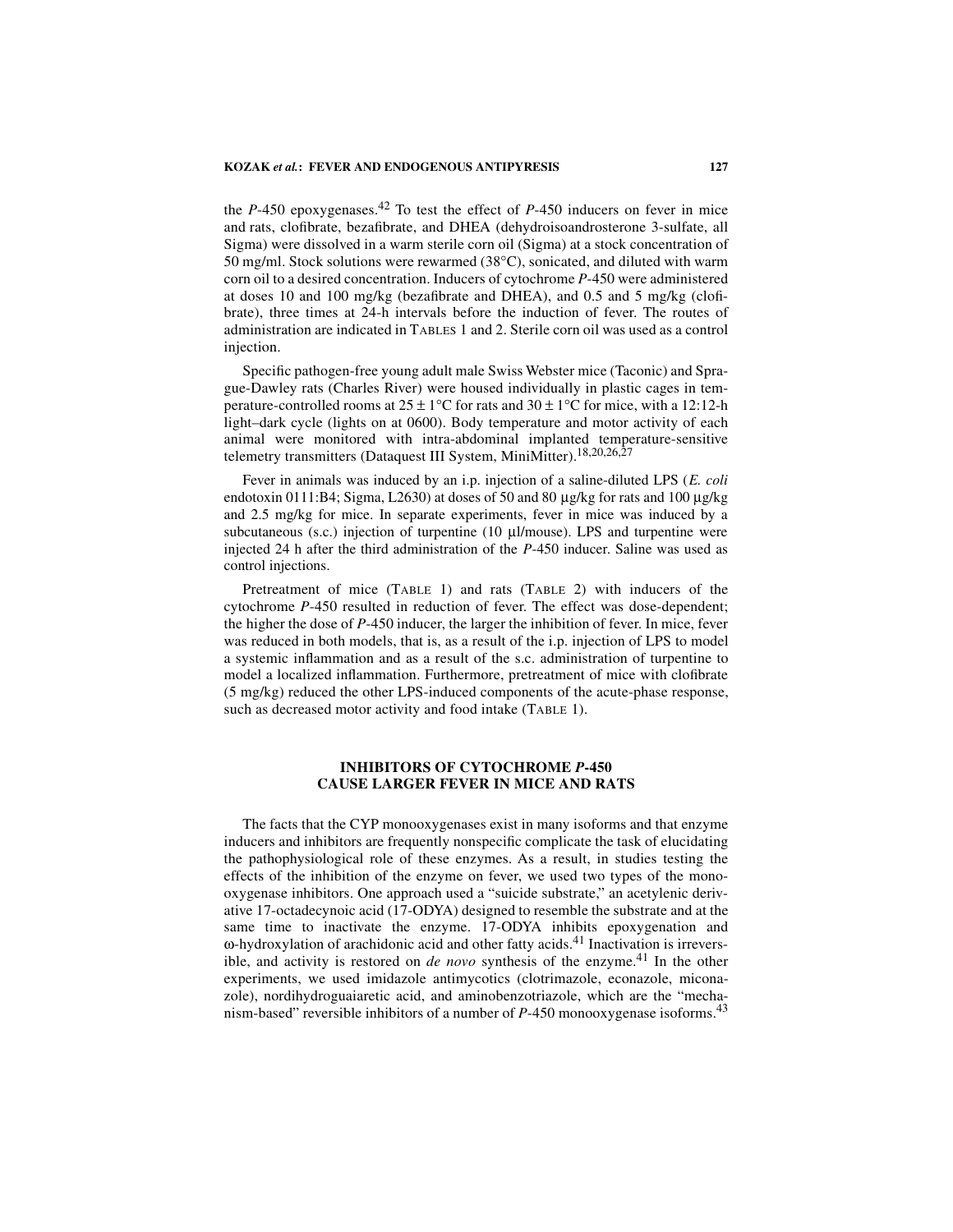the *P*-450 epoxygenases.[42] To test the effect of *P*-450 inducers on fever in mice and rats, clofibrate, bezafibrate, and DHEA (dehydroisoandrosterone 3-sulfate, all Sigma) were dissolved in a warm sterile corn oil (Sigma) at a stock concentration of 50 mg/ml. Stock solutions were rewarmed (38°C), sonicated, and diluted with warm corn oil to a desired concentration. Inducers of cytochrome *P*-450 were administered at doses 10 and 100 mg/kg (bezafibrate and DHEA), and 0.5 and 5 mg/kg (clofibrate), three times at 24-h intervals before the induction of fever. The routes of administration are indicated in TABLES 1 and 2. Sterile corn oil was used as a control injection.

Specific pathogen-free young adult male Swiss Webster mice (Taconic) and Sprague-Dawley rats (Charles River) were housed individually in plastic cages in temperature-controlled rooms at 25 ± 1°C for rats and 30 ± 1°C for mice, with a 12:12-h light–dark cycle (lights on at 0600). Body temperature and motor activity of each animal were monitored with intra-abdominal implanted temperature-sensitive telemetry transmitters (Dataquest III System, MiniMitter).[18,20,26,27]

Fever in animals was induced by an i.p. injection of a saline-diluted LPS (*E. coli* endotoxin 0111:B4; Sigma, L2630) at doses of 50 and 80 µg/kg for rats and 100 µg/kg and 2.5 mg/kg for mice. In separate experiments, fever in mice was induced by a subcutaneous (s.c.) injection of turpentine (10 µl/mouse). LPS and turpentine were injected 24 h after the third administration of the *P*-450 inducer. Saline was used as control injections.

Pretreatment of mice (TABLE 1) and rats (TABLE 2) with inducers of the cytochrome *P*-450 resulted in reduction of fever. The effect was dose-dependent; the higher the dose of *P*-450 inducer, the larger the inhibition of fever. In mice, fever was reduced in both models, that is, as a result of the i.p. injection of LPS to model a systemic inflammation and as a result of the s.c. administration of turpentine to model a localized inflammation. Furthermore, pretreatment of mice with clofibrate (5 mg/kg) reduced the other LPS-induced components of the acute-phase response, such as decreased motor activity and food intake (TABLE 1).

## INHIBITORS OF CYTOCHROME *P*-450 CAUSE LARGER FEVER IN MICE AND RATS

The facts that the CYP monooxygenases exist in many isoforms and that enzyme inducers and inhibitors are frequently nonspecific complicate the task of elucidating the pathophysiological role of these enzymes. As a result, in studies testing the effects of the inhibition of the enzyme on fever, we used two types of the monooxygenase inhibitors. One approach used a "suicide substrate," an acetylenic derivative 17-octadecynoic acid (17-ODYA) designed to resemble the substrate and at the same time to inactivate the enzyme. 17-ODYA inhibits epoxygenation and ω-hydroxylation of arachidonic acid and other fatty acids.[41] Inactivation is irreversible, and activity is restored on *de novo* synthesis of the enzyme.[41] In the other experiments, we used imidazole antimycotics (clotrimazole, econazole, miconazole), nordihydroguaiaretic acid, and aminobenzotriazole, which are the "mechanism-based" reversible inhibitors of a number of *P*-450 monooxygenase isoforms.[43]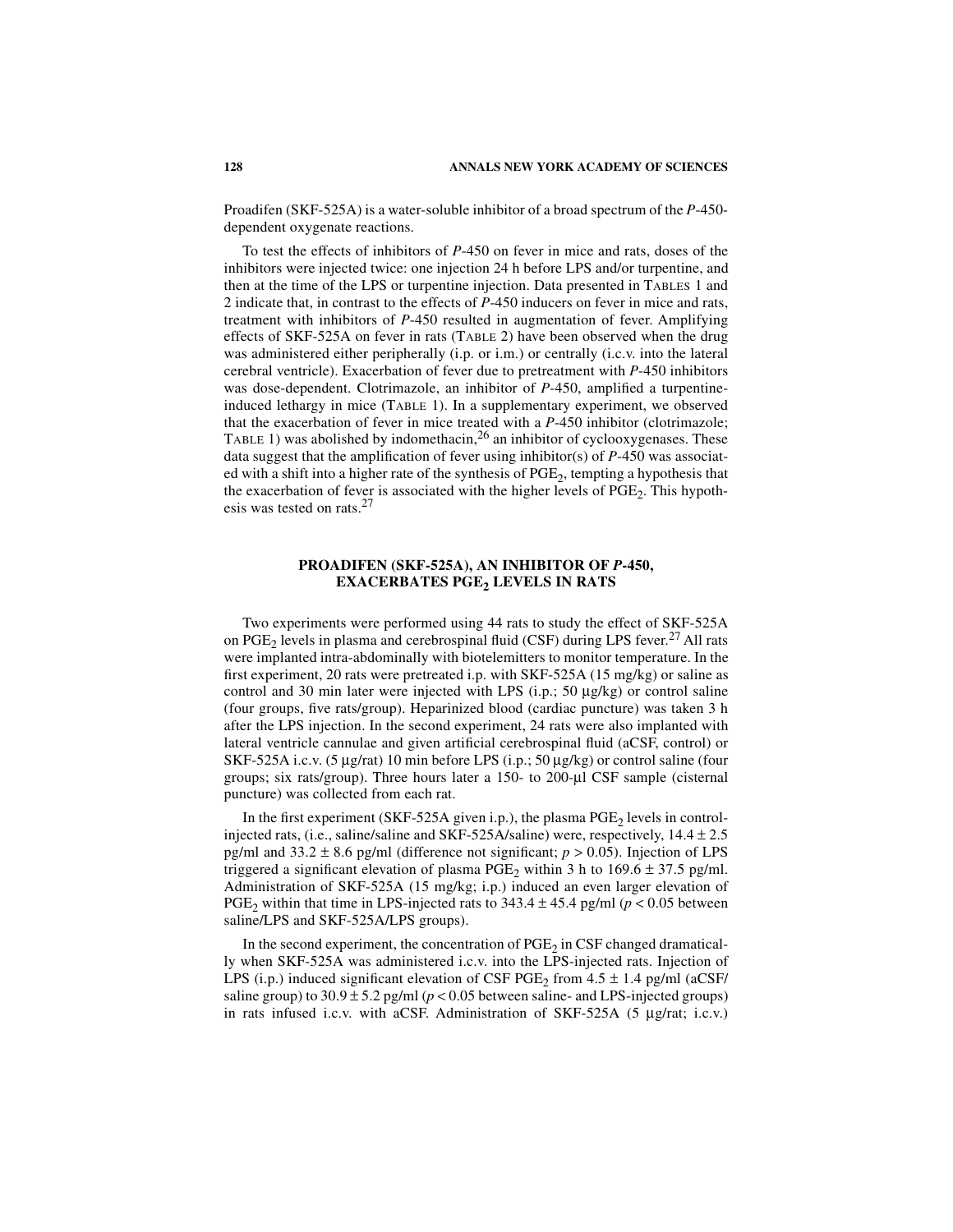Proadifen (SKF-525A) is a water-soluble inhibitor of a broad spectrum of the *P*-450-dependent oxygenate reactions.

To test the effects of inhibitors of *P*-450 on fever in mice and rats, doses of the inhibitors were injected twice: one injection 24 h before LPS and/or turpentine, and then at the time of the LPS or turpentine injection. Data presented in TABLES 1 and 2 indicate that, in contrast to the effects of *P*-450 inducers on fever in mice and rats, treatment with inhibitors of *P*-450 resulted in augmentation of fever. Amplifying effects of SKF-525A on fever in rats (TABLE 2) have been observed when the drug was administered either peripherally (i.p. or i.m.) or centrally (i.c.v. into the lateral cerebral ventricle). Exacerbation of fever due to pretreatment with *P*-450 inhibitors was dose-dependent. Clotrimazole, an inhibitor of *P*-450, amplified a turpentine-induced lethargy in mice (TABLE 1). In a supplementary experiment, we observed that the exacerbation of fever in mice treated with a *P*-450 inhibitor (clotrimazole; TABLE 1) was abolished by indomethacin,[26] an inhibitor of cyclooxygenases. These data suggest that the amplification of fever using inhibitor(s) of *P*-450 was associated with a shift into a higher rate of the synthesis of $PGE_2$, tempting a hypothesis that the exacerbation of fever is associated with the higher levels of $PGE_2$. This hypothesis was tested on rats.[27]

## PROADIFEN (SKF-525A), AN INHIBITOR OF *P*-450, EXACERBATES $PGE_2$ LEVELS IN RATS

Two experiments were performed using 44 rats to study the effect of SKF-525A on $PGE_2$ levels in plasma and cerebrospinal fluid (CSF) during LPS fever.[27] All rats were implanted intra-abdominally with biotelemitters to monitor temperature. In the first experiment, 20 rats were pretreated i.p. with SKF-525A (15 mg/kg) or saline as control and 30 min later were injected with LPS (i.p.; 50 µg/kg) or control saline (four groups, five rats/group). Heparinized blood (cardiac puncture) was taken 3 h after the LPS injection. In the second experiment, 24 rats were also implanted with lateral ventricle cannulae and given artificial cerebrospinal fluid (aCSF, control) or SKF-525A i.c.v. (5 µg/rat) 10 min before LPS (i.p.; 50 µg/kg) or control saline (four groups; six rats/group). Three hours later a 150- to 200-µl CSF sample (cisternal puncture) was collected from each rat.

In the first experiment (SKF-525A given i.p.), the plasma $PGE_2$ levels in control-injected rats, (i.e., saline/saline and SKF-525A/saline) were, respectively, $14.4 \pm 2.5$ pg/ml and $33.2 \pm 8.6$ pg/ml (difference not significant; $p > 0.05$). Injection of LPS triggered a significant elevation of plasma $PGE_2$ within 3 h to $169.6 \pm 37.5$ pg/ml. Administration of SKF-525A (15 mg/kg; i.p.) induced an even larger elevation of $PGE_2$ within that time in LPS-injected rats to $343.4 \pm 45.4$ pg/ml ($p < 0.05$ between saline/LPS and SKF-525A/LPS groups).

In the second experiment, the concentration of $PGE_2$ in CSF changed dramatically when SKF-525A was administered i.c.v. into the LPS-injected rats. Injection of LPS (i.p.) induced significant elevation of CSF $PGE_2$ from $4.5 \pm 1.4$ pg/ml (aCSF/saline group) to $30.9 \pm 5.2$ pg/ml ($p < 0.05$ between saline- and LPS-injected groups) in rats infused i.c.v. with aCSF. Administration of SKF-525A (5 µg/rat; i.c.v.)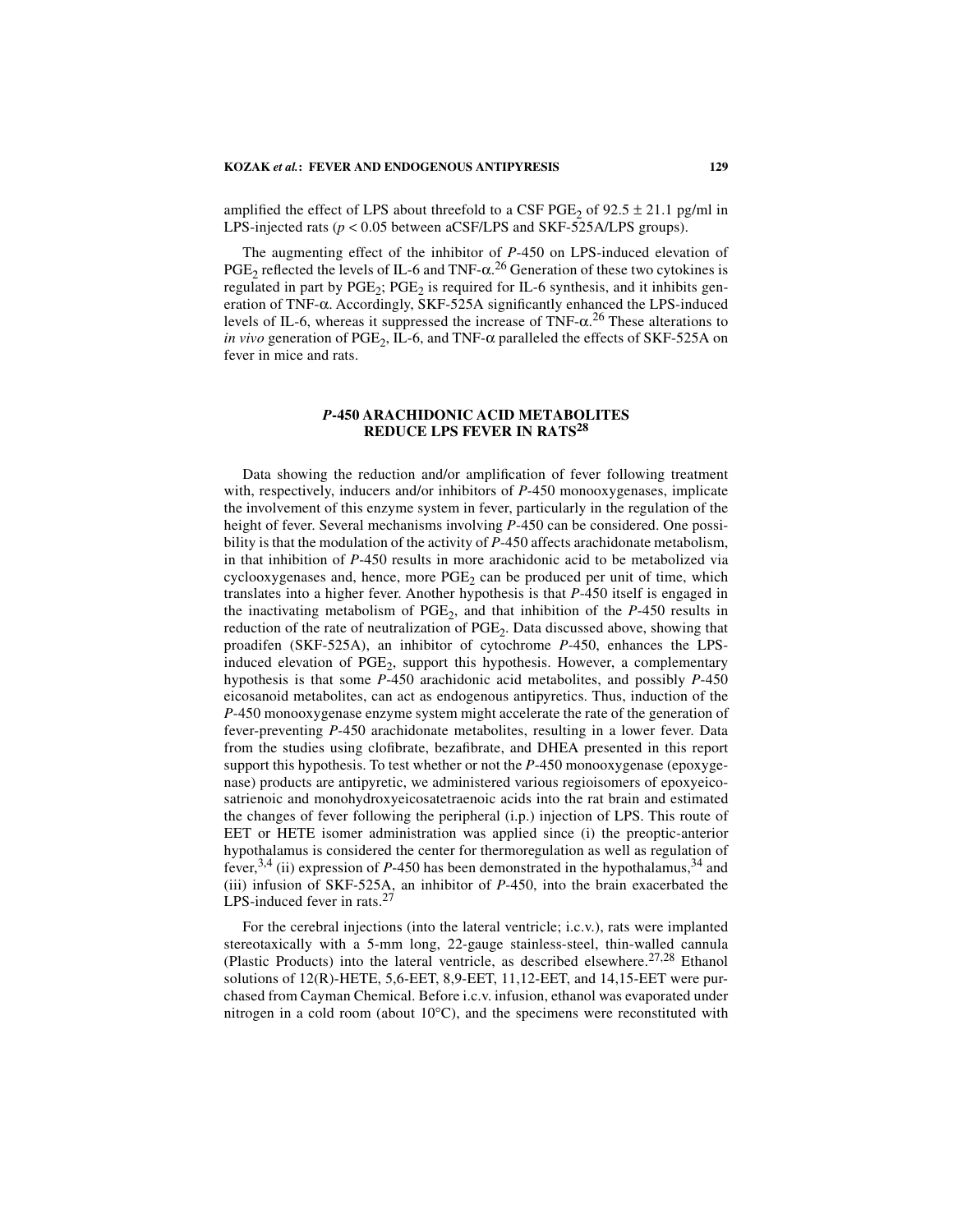amplified the effect of LPS about threefold to a CSF $PGE_2$ of 92.5 ± 21.1 pg/ml in LPS-injected rats ($p < 0.05$ between aCSF/LPS and SKF-525A/LPS groups).

The augmenting effect of the inhibitor of *P*-450 on LPS-induced elevation of $PGE_2$ reflected the levels of IL-6 and TNF-α.[26] Generation of these two cytokines is regulated in part by $PGE_2$; $PGE_2$ is required for IL-6 synthesis, and it inhibits generation of TNF-α. Accordingly, SKF-525A significantly enhanced the LPS-induced levels of IL-6, whereas it suppressed the increase of TNF-α.[26] These alterations to *in vivo* generation of $PGE_2$, IL-6, and TNF-α paralleled the effects of SKF-525A on fever in mice and rats.

## *P*-450 ARACHIDONIC ACID METABOLITES REDUCE LPS FEVER IN RATS[28]

Data showing the reduction and/or amplification of fever following treatment with, respectively, inducers and/or inhibitors of *P*-450 monooxygenases, implicate the involvement of this enzyme system in fever, particularly in the regulation of the height of fever. Several mechanisms involving *P*-450 can be considered. One possibility is that the modulation of the activity of *P*-450 affects arachidonate metabolism, in that inhibition of *P*-450 results in more arachidonic acid to be metabolized via cyclooxygenases and, hence, more $PGE_2$ can be produced per unit of time, which translates into a higher fever. Another hypothesis is that *P*-450 itself is engaged in the inactivating metabolism of $PGE_2$, and that inhibition of the *P*-450 results in reduction of the rate of neutralization of $PGE_2$. Data discussed above, showing that proadifen (SKF-525A), an inhibitor of cytochrome *P*-450, enhances the LPS-induced elevation of $PGE_2$, support this hypothesis. However, a complementary hypothesis is that some *P*-450 arachidonic acid metabolites, and possibly *P*-450 eicosanoid metabolites, can act as endogenous antipyretics. Thus, induction of the *P*-450 monooxygenase enzyme system might accelerate the rate of the generation of fever-preventing *P*-450 arachidonate metabolites, resulting in a lower fever. Data from the studies using clofibrate, bezafibrate, and DHEA presented in this report support this hypothesis. To test whether or not the *P*-450 monooxygenase (epoxygenase) products are antipyretic, we administered various regioisomers of epoxyeicosatrienoic and monohydroxyeicosatetraenoic acids into the rat brain and estimated the changes of fever following the peripheral (i.p.) injection of LPS. This route of EET or HETE isomer administration was applied since (i) the preoptic-anterior hypothalamus is considered the center for thermoregulation as well as regulation of fever,[3,4] (ii) expression of *P*-450 has been demonstrated in the hypothalamus,[34] and (iii) infusion of SKF-525A, an inhibitor of *P*-450, into the brain exacerbated the LPS-induced fever in rats.[27]

For the cerebral injections (into the lateral ventricle; i.c.v.), rats were implanted stereotaxically with a 5-mm long, 22-gauge stainless-steel, thin-walled cannula (Plastic Products) into the lateral ventricle, as described elsewhere.[27,28] Ethanol solutions of 12(R)-HETE, 5,6-EET, 8,9-EET, 11,12-EET, and 14,15-EET were purchased from Cayman Chemical. Before i.c.v. infusion, ethanol was evaporated under nitrogen in a cold room (about 10°C), and the specimens were reconstituted with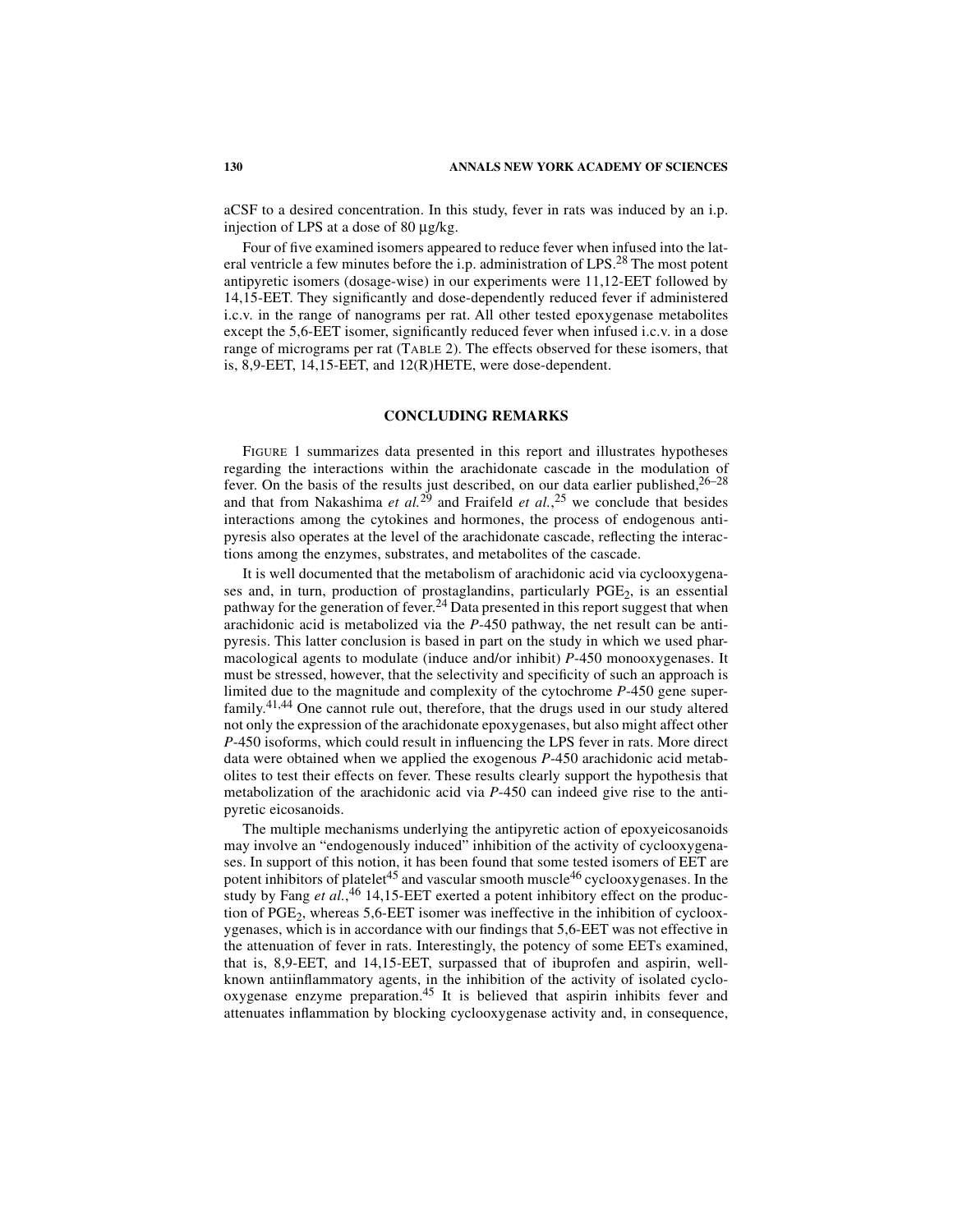aCSF to a desired concentration. In this study, fever in rats was induced by an i.p. injection of LPS at a dose of 80 μg/kg.

Four of five examined isomers appeared to reduce fever when infused into the lateral ventricle a few minutes before the i.p. administration of LPS.[28] The most potent antipyretic isomers (dosage-wise) in our experiments were 11,12-EET followed by 14,15-EET. They significantly and dose-dependently reduced fever if administered i.c.v. in the range of nanograms per rat. All other tested epoxygenase metabolites except the 5,6-EET isomer, significantly reduced fever when infused i.c.v. in a dose range of micrograms per rat (TABLE 2). The effects observed for these isomers, that is, 8,9-EET, 14,15-EET, and 12(R)HETE, were dose-dependent.

## CONCLUDING REMARKS

FIGURE 1 summarizes data presented in this report and illustrates hypotheses regarding the interactions within the arachidonate cascade in the modulation of fever. On the basis of the results just described, on our data earlier published,[26–28] and that from Nakashima *et al.*[29] and Fraifeld *et al.*,[25] we conclude that besides interactions among the cytokines and hormones, the process of endogenous antipyresis also operates at the level of the arachidonate cascade, reflecting the interactions among the enzymes, substrates, and metabolites of the cascade.

It is well documented that the metabolism of arachidonic acid via cyclooxygenases and, in turn, production of prostaglandins, particularly $PGE_2$, is an essential pathway for the generation of fever.[24] Data presented in this report suggest that when arachidonic acid is metabolized via the *P*-450 pathway, the net result can be antipyresis. This latter conclusion is based in part on the study in which we used pharmacological agents to modulate (induce and/or inhibit) *P*-450 monooxygenases. It must be stressed, however, that the selectivity and specificity of such an approach is limited due to the magnitude and complexity of the cytochrome *P*-450 gene superfamily.[41,44] One cannot rule out, therefore, that the drugs used in our study altered not only the expression of the arachidonate epoxygenases, but also might affect other *P*-450 isoforms, which could result in influencing the LPS fever in rats. More direct data were obtained when we applied the exogenous *P*-450 arachidonic acid metabolites to test their effects on fever. These results clearly support the hypothesis that metabolization of the arachidonic acid via *P*-450 can indeed give rise to the antipyretic eicosanoids.

The multiple mechanisms underlying the antipyretic action of epoxyeicosanoids may involve an "endogenously induced" inhibition of the activity of cyclooxygenases. In support of this notion, it has been found that some tested isomers of EET are potent inhibitors of platelet[45] and vascular smooth muscle[46] cyclooxygenases. In the study by Fang *et al.*,[46] 14,15-EET exerted a potent inhibitory effect on the production of $PGE_2$, whereas 5,6-EET isomer was ineffective in the inhibition of cyclooxygenases, which is in accordance with our findings that 5,6-EET was not effective in the attenuation of fever in rats. Interestingly, the potency of some EETs examined, that is, 8,9-EET, and 14,15-EET, surpassed that of ibuprofen and aspirin, well-known antiinflammatory agents, in the inhibition of the activity of isolated cyclooxygenase enzyme preparation.[45] It is believed that aspirin inhibits fever and attenuates inflammation by blocking cyclooxygenase activity and, in consequence,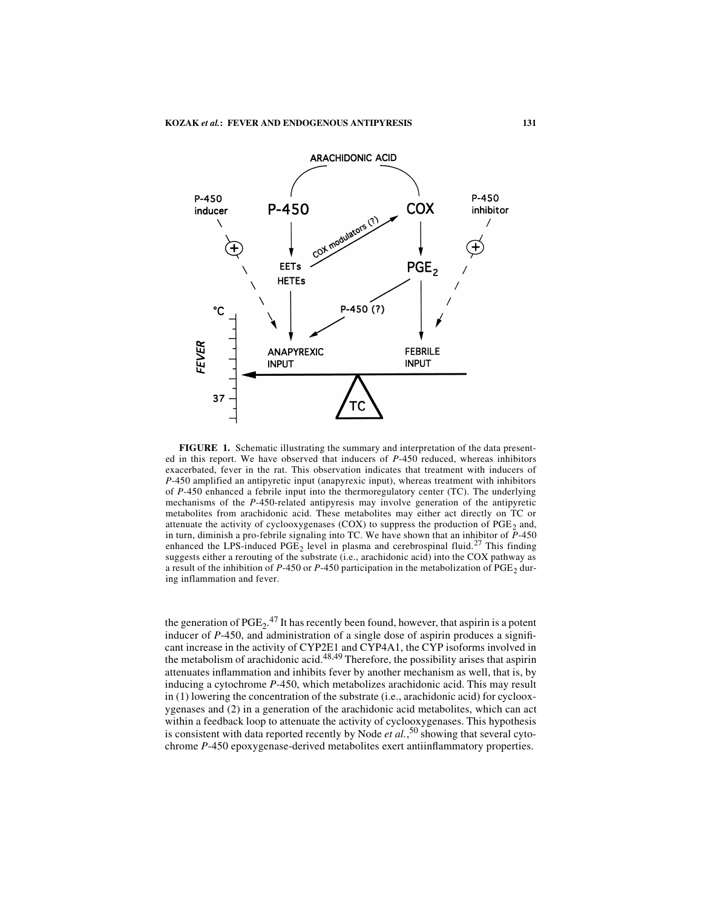**FIGURE 1.** Schematic illustrating the summary and interpretation of the data presented in this report. We have observed that inducers of *P*-450 reduced, whereas inhibitors exacerbated, fever in the rat. This observation indicates that treatment with inducers of *P*-450 amplified an antipyretic input (anapyrexic input), whereas treatment with inhibitors of *P*-450 enhanced a febrile input into the thermoregulatory center (TC). The underlying mechanisms of the *P*-450-related antipyresis may involve generation of the antipyretic metabolites from arachidonic acid. These metabolites may either act directly on TC or attenuate the activity of cyclooxygenases (COX) to suppress the production of $PGE_2$ and, in turn, diminish a pro-febrile signaling into TC. We have shown that an inhibitor of *P*-450 enhanced the LPS-induced $PGE_2$ level in plasma and cerebrospinal fluid.[27] This finding suggests either a rerouting of the substrate (i.e., arachidonic acid) into the COX pathway as a result of the inhibition of *P*-450 or *P*-450 participation in the metabolization of $PGE_2$ during inflammation and fever.

the generation of $PGE_2$.[47] It has recently been found, however, that aspirin is a potent inducer of *P*-450, and administration of a single dose of aspirin produces a significant increase in the activity of CYP2E1 and CYP4A1, the CYP isoforms involved in the metabolism of arachidonic acid.[48,49] Therefore, the possibility arises that aspirin attenuates inflammation and inhibits fever by another mechanism as well, that is, by inducing a cytochrome *P*-450, which metabolizes arachidonic acid. This may result in (1) lowering the concentration of the substrate (i.e., arachidonic acid) for cyclooxygenases and (2) in a generation of the arachidonic acid metabolites, which can act within a feedback loop to attenuate the activity of cyclooxygenases. This hypothesis is consistent with data reported recently by Node *et al.*,[50] showing that several cytochrome *P*-450 epoxygenase-derived metabolites exert antiinflammatory properties.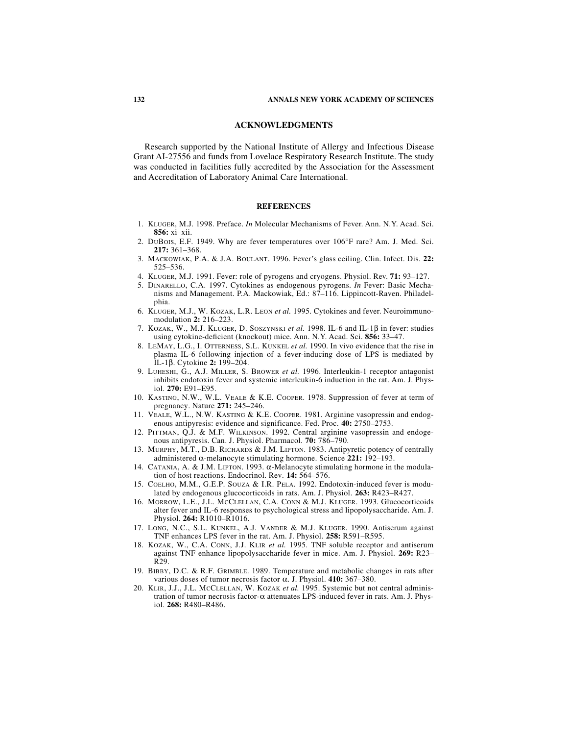## ACKNOWLEDGMENTS

Research supported by the National Institute of Allergy and Infectious Disease Grant AI-27556 and funds from Lovelace Respiratory Research Institute. The study was conducted in facilities fully accredited by the Association for the Assessment and Accreditation of Laboratory Animal Care International.

## REFERENCES

1. KLUGER, M.J. 1998. Preface. *In* Molecular Mechanisms of Fever. Ann. N.Y. Acad. Sci. **856:** xi–xii.
2. DUBOIS, E.F. 1949. Why are fever temperatures over 106°F rare? Am. J. Med. Sci. **217:** 361–368.
3. MACKOWIAK, P.A. & J.A. BOULANT. 1996. Fever's glass ceiling. Clin. Infect. Dis. **22:** 525–536.
4. KLUGER, M.J. 1991. Fever: role of pyrogens and cryogens. Physiol. Rev. **71:** 93–127.
5. DINARELLO, C.A. 1997. Cytokines as endogenous pyrogens. *In* Fever: Basic Mechanisms and Management. P.A. Mackowiak, Ed.: 87–116. Lippincott-Raven. Philadelphia.
6. KLUGER, M.J., W. KOZAK, L.R. LEON *et al.* 1995. Cytokines and fever. Neuroimmunomodulation **2:** 216–223.
7. KOZAK, W., M.J. KLUGER, D. SOSZYNSKI *et al.* 1998. IL-6 and IL-1β in fever: studies using cytokine-deficient (knockout) mice. Ann. N.Y. Acad. Sci. **856:** 33–47.
8. LEMAY, L.G., I. OTTERNESS, S.L. KUNKEL *et al.* 1990. In vivo evidence that the rise in plasma IL-6 following injection of a fever-inducing dose of LPS is mediated by IL-1β. Cytokine **2:** 199–204.
9. LUHESHI, G., A.J. MILLER, S. BROWER *et al.* 1996. Interleukin-1 receptor antagonist inhibits endotoxin fever and systemic interleukin-6 induction in the rat. Am. J. Physiol. **270:** E91–E95.
10. KASTING, N.W., W.L. VEALE & K.E. COOPER. 1978. Suppression of fever at term of pregnancy. Nature **271:** 245–246.
11. VEALE, W.L., N.W. KASTING & K.E. COOPER. 1981. Arginine vasopressin and endogenous antipyresis: evidence and significance. Fed. Proc. **40:** 2750–2753.
12. PITTMAN, Q.J. & M.F. WILKINSON. 1992. Central arginine vasopressin and endogenous antipyresis. Can. J. Physiol. Pharmacol. **70:** 786–790.
13. MURPHY, M.T., D.B. RICHARDS & J.M. LIPTON. 1983. Antipyretic potency of centrally administered α-melanocyte stimulating hormone. Science **221:** 192–193.
14. CATANIA, A. & J.M. LIPTON. 1993. α-Melanocyte stimulating hormone in the modulation of host reactions. Endocrinol. Rev. **14:** 564–576.
15. COELHO, M.M., G.E.P. SOUZA & I.R. PELA. 1992. Endotoxin-induced fever is modulated by endogenous glucocorticoids in rats. Am. J. Physiol. **263:** R423–R427.
16. MORROW, L.E., J.L. MCCLELLAN, C.A. CONN & M.J. KLUGER. 1993. Glucocorticoids alter fever and IL-6 responses to psychological stress and lipopolysaccharide. Am. J. Physiol. **264:** R1010–R1016.
17. LONG, N.C., S.L. KUNKEL, A.J. VANDER & M.J. KLUGER. 1990. Antiserum against TNF enhances LPS fever in the rat. Am. J. Physiol. **258:** R591–R595.
18. KOZAK, W., C.A. CONN, J.J. KLIR *et al.* 1995. TNF soluble receptor and antiserum against TNF enhance lipopolysaccharide fever in mice. Am. J. Physiol. **269:** R23–R29.
19. BIBBY, D.C. & R.F. GRIMBLE. 1989. Temperature and metabolic changes in rats after various doses of tumor necrosis factor α. J. Physiol. **410:** 367–380.
20. KLIR, J.J., J.L. MCCLELLAN, W. KOZAK *et al.* 1995. Systemic but not central administration of tumor necrosis factor-α attenuates LPS-induced fever in rats. Am. J. Physiol. **268:** R480–R486.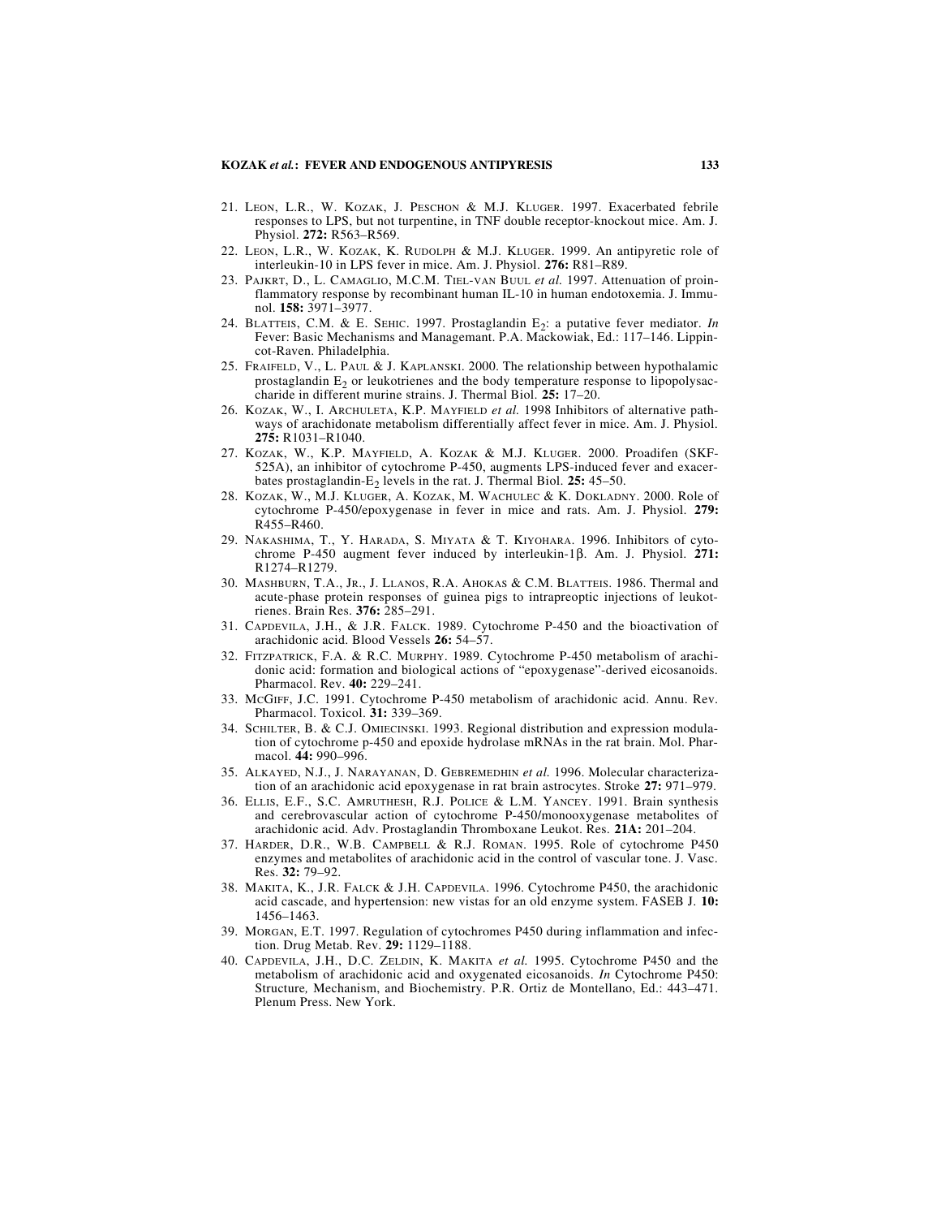21. Leon, L.R., W. Kozak, J. Peschon & M.J. Kluger. 1997. Exacerbated febrile responses to LPS, but not turpentine, in TNF double receptor-knockout mice. Am. J. Physiol. **272:** R563–R569.
22. Leon, L.R., W. Kozak, K. Rudolph & M.J. Kluger. 1999. An antipyretic role of interleukin-10 in LPS fever in mice. Am. J. Physiol. **276:** R81–R89.
23. Pajkrt, D., L. Camaglio, M.C.M. Tiel-van Buul *et al.* 1997. Attenuation of proinflammatory response by recombinant human IL-10 in human endotoxemia. J. Immunol. **158:** 3971–3977.
24. Blatteis, C.M. & E. Sehic. 1997. Prostaglandin $E_2$: a putative fever mediator. *In* Fever: Basic Mechanisms and Managemant. P.A. Mackowiak, Ed.: 117–146. Lippincot-Raven. Philadelphia.
25. Fraifeld, V., L. Paul & J. Kaplanski. 2000. The relationship between hypothalamic prostaglandin $E_2$ or leukotrienes and the body temperature response to lipopolysaccharide in different murine strains. J. Thermal Biol. **25:** 17–20.
26. Kozak, W., I. Archuleta, K.P. Mayfield *et al.* 1998 Inhibitors of alternative pathways of arachidonate metabolism differentially affect fever in mice. Am. J. Physiol. **275:** R1031–R1040.
27. Kozak, W., K.P. Mayfield, A. Kozak & M.J. Kluger. 2000. Proadifen (SKF-525A), an inhibitor of cytochrome P-450, augments LPS-induced fever and exacerbates prostaglandin-$E_2$ levels in the rat. J. Thermal Biol. **25:** 45–50.
28. Kozak, W., M.J. Kluger, A. Kozak, M. Wachulec & K. Dokladny. 2000. Role of cytochrome P-450/epoxygenase in fever in mice and rats. Am. J. Physiol. **279:** R455–R460.
29. Nakashima, T., Y. Harada, S. Miyata & T. Kiyohara. 1996. Inhibitors of cytochrome P-450 augment fever induced by interleukin-1β. Am. J. Physiol. **271:** R1274–R1279.
30. Mashburn, T.A., Jr., J. Llanos, R.A. Ahokas & C.M. Blatteis. 1986. Thermal and acute-phase protein responses of guinea pigs to intrapreoptic injections of leukotrienes. Brain Res. **376:** 285–291.
31. Capdevila, J.H., & J.R. Falck. 1989. Cytochrome P-450 and the bioactivation of arachidonic acid. Blood Vessels **26:** 54–57.
32. Fitzpatrick, F.A. & R.C. Murphy. 1989. Cytochrome P-450 metabolism of arachidonic acid: formation and biological actions of "epoxygenase"-derived eicosanoids. Pharmacol. Rev. **40:** 229–241.
33. McGiff, J.C. 1991. Cytochrome P-450 metabolism of arachidonic acid. Annu. Rev. Pharmacol. Toxicol. **31:** 339–369.
34. Schilter, B. & C.J. Omiecinski. 1993. Regional distribution and expression modulation of cytochrome p-450 and epoxide hydrolase mRNAs in the rat brain. Mol. Pharmacol. **44:** 990–996.
35. Alkayed, N.J., J. Narayanan, D. Gebremedhin *et al.* 1996. Molecular characterization of an arachidonic acid epoxygenase in rat brain astrocytes. Stroke **27:** 971–979.
36. Ellis, E.F., S.C. Amruthesh, R.J. Police & L.M. Yancey. 1991. Brain synthesis and cerebrovascular action of cytochrome P-450/monooxygenase metabolites of arachidonic acid. Adv. Prostaglandin Thromboxane Leukot. Res. **21A:** 201–204.
37. Harder, D.R., W.B. Campbell & R.J. Roman. 1995. Role of cytochrome P450 enzymes and metabolites of arachidonic acid in the control of vascular tone. J. Vasc. Res. **32:** 79–92.
38. Makita, K., J.R. Falck & J.H. Capdevila. 1996. Cytochrome P450, the arachidonic acid cascade, and hypertension: new vistas for an old enzyme system. FASEB J. **10:** 1456–1463.
39. Morgan, E.T. 1997. Regulation of cytochromes P450 during inflammation and infection. Drug Metab. Rev. **29:** 1129–1188.
40. Capdevila, J.H., D.C. Zeldin, K. Makita *et al.* 1995. Cytochrome P450 and the metabolism of arachidonic acid and oxygenated eicosanoids. *In* Cytochrome P450: Structure*,* Mechanism, and Biochemistry. P.R. Ortiz de Montellano, Ed.: 443–471. Plenum Press. New York.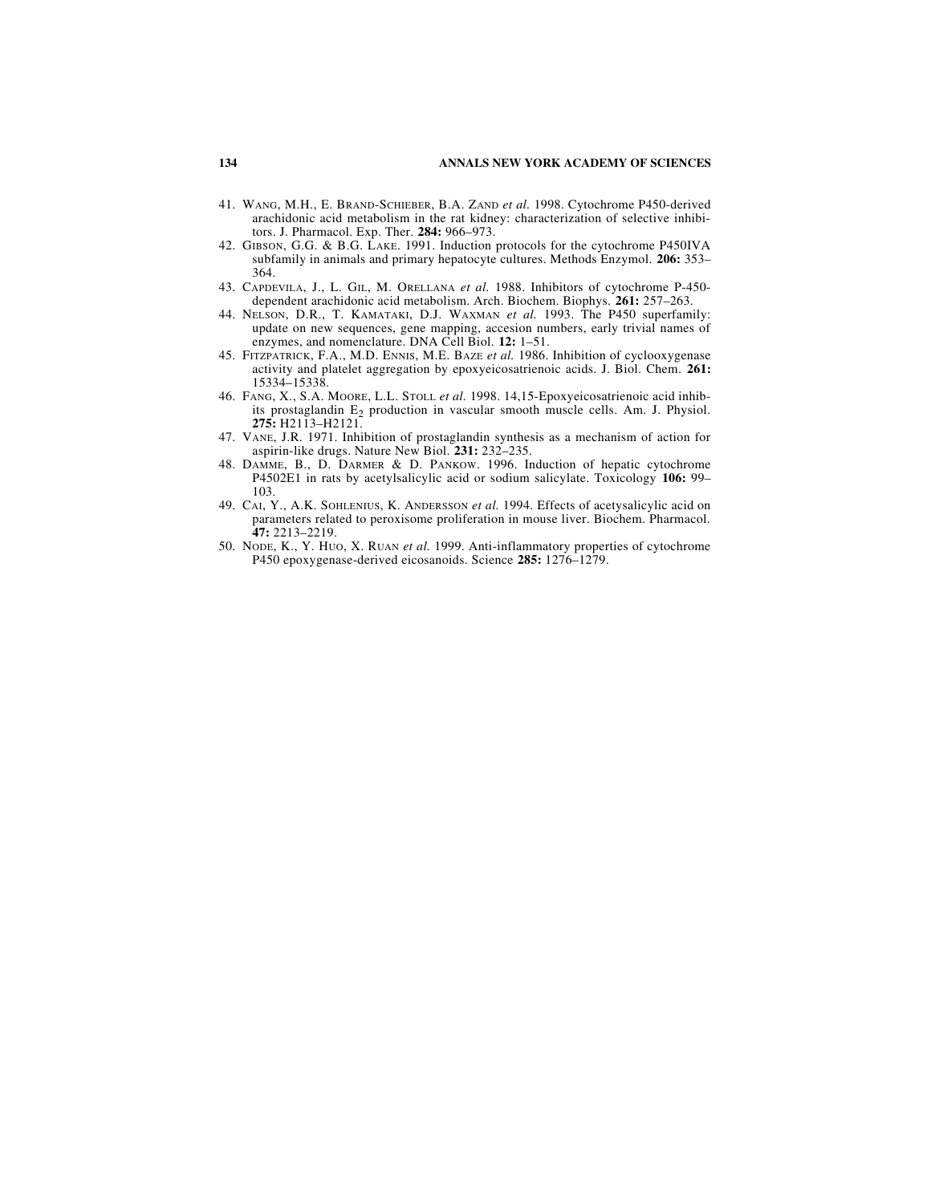41. Wang, M.H., E. Brand-Schieber, B.A. Zand *et al.* 1998. Cytochrome P450-derived arachidonic acid metabolism in the rat kidney: characterization of selective inhibitors. J. Pharmacol. Exp. Ther. **284:** 966–973.
42. Gibson, G.G. & B.G. Lake. 1991. Induction protocols for the cytochrome P450IVA subfamily in animals and primary hepatocyte cultures. Methods Enzymol. **206:** 353–364.
43. Capdevila, J., L. Gil, M. Orellana *et al.* 1988. Inhibitors of cytochrome P-450-dependent arachidonic acid metabolism. Arch. Biochem. Biophys. **261:** 257–263.
44. Nelson, D.R., T. Kamataki, D.J. Waxman *et al.* 1993. The P450 superfamily: update on new sequences, gene mapping, accesion numbers, early trivial names of enzymes, and nomenclature. DNA Cell Biol. **12:** 1–51.
45. Fitzpatrick, F.A., M.D. Ennis, M.E. Baze *et al.* 1986. Inhibition of cyclooxygenase activity and platelet aggregation by epoxyeicosatrienoic acids. J. Biol. Chem. **261:** 15334–15338.
46. Fang, X., S.A. Moore, L.L. Stoll *et al.* 1998. 14,15-Epoxyeicosatrienoic acid inhibits prostaglandin $E_2$ production in vascular smooth muscle cells. Am. J. Physiol. **275:** H2113–H2121.
47. Vane, J.R. 1971. Inhibition of prostaglandin synthesis as a mechanism of action for aspirin-like drugs. Nature New Biol. **231:** 232–235.
48. Damme, B., D. Darmer & D. Pankow. 1996. Induction of hepatic cytochrome P4502E1 in rats by acetylsalicylic acid or sodium salicylate. Toxicology **106:** 99–103.
49. Cai, Y., A.K. Sohlenius, K. Andersson *et al.* 1994. Effects of acetysalicylic acid on parameters related to peroxisome proliferation in mouse liver. Biochem. Pharmacol. **47:** 2213–2219.
50. Node, K., Y. Huo, X. Ruan *et al.* 1999. Anti-inflammatory properties of cytochrome P450 epoxygenase-derived eicosanoids. Science **285:** 1276–1279.